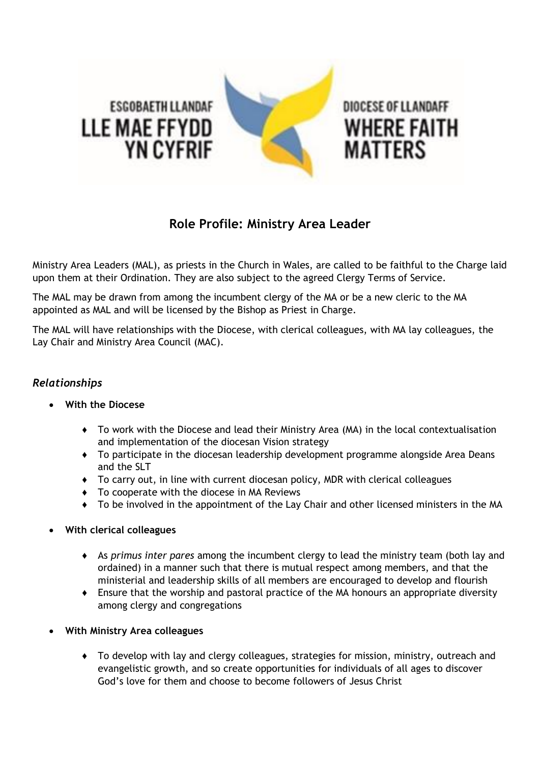ESGOBAETH LLANDAF
LLE MAE FFYDD YN CYFRIF

DIOCESE OF LLANDAFF
WHERE FAITH MATTERS

## Role Profile: Ministry Area Leader

Ministry Area Leaders (MAL), as priests in the Church in Wales, are called to be faithful to the Charge laid upon them at their Ordination. They are also subject to the agreed Clergy Terms of Service.

The MAL may be drawn from among the incumbent clergy of the MA or be a new cleric to the MA appointed as MAL and will be licensed by the Bishop as Priest in Charge.

The MAL will have relationships with the Diocese, with clerical colleagues, with MA lay colleagues, the Lay Chair and Ministry Area Council (MAC).

### *Relationships*

- **With the Diocese**
  - To work with the Diocese and lead their Ministry Area (MA) in the local contextualisation and implementation of the diocesan Vision strategy
  - To participate in the diocesan leadership development programme alongside Area Deans and the SLT
  - To carry out, in line with current diocesan policy, MDR with clerical colleagues
  - To cooperate with the diocese in MA Reviews
  - To be involved in the appointment of the Lay Chair and other licensed ministers in the MA

- **With clerical colleagues**
  - As *primus inter pares* among the incumbent clergy to lead the ministry team (both lay and ordained) in a manner such that there is mutual respect among members, and that the ministerial and leadership skills of all members are encouraged to develop and flourish
  - Ensure that the worship and pastoral practice of the MA honours an appropriate diversity among clergy and congregations

- **With Ministry Area colleagues**
  - To develop with lay and clergy colleagues, strategies for mission, ministry, outreach and evangelistic growth, and so create opportunities for individuals of all ages to discover God's love for them and choose to become followers of Jesus Christ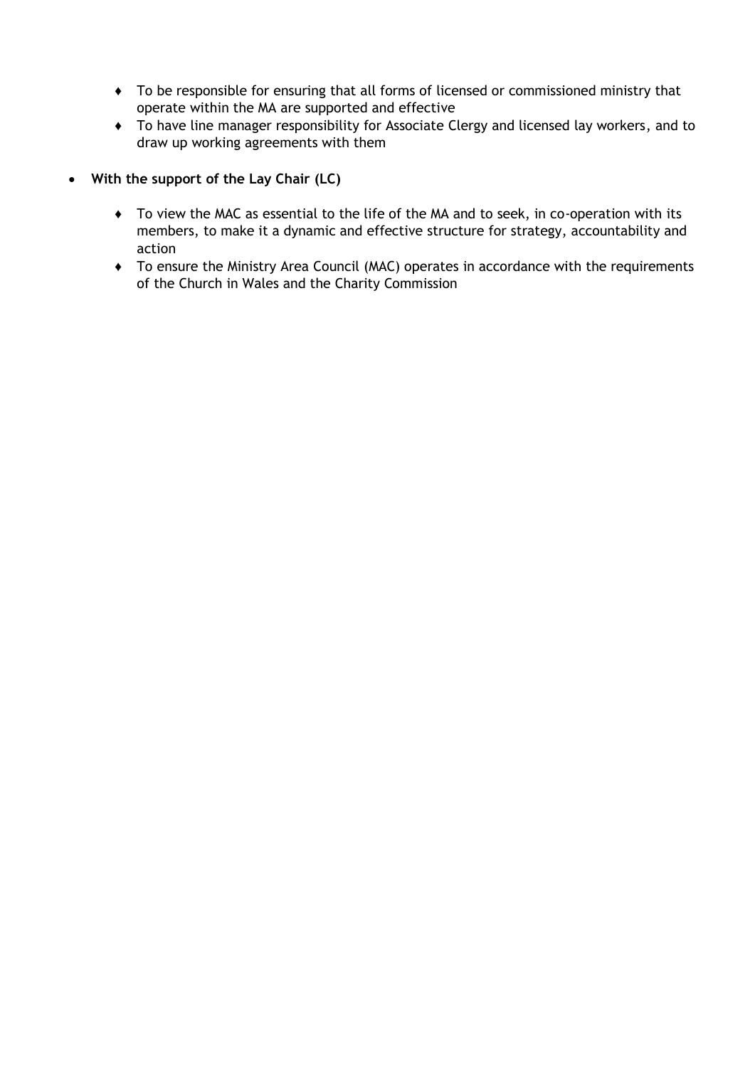- To be responsible for ensuring that all forms of licensed or commissioned ministry that operate within the MA are supported and effective
  - To have line manager responsibility for Associate Clergy and licensed lay workers, and to draw up working agreements with them

- **With the support of the Lay Chair (LC)**

  - To view the MAC as essential to the life of the MA and to seek, in co-operation with its members, to make it a dynamic and effective structure for strategy, accountability and action
  - To ensure the Ministry Area Council (MAC) operates in accordance with the requirements of the Church in Wales and the Charity Commission